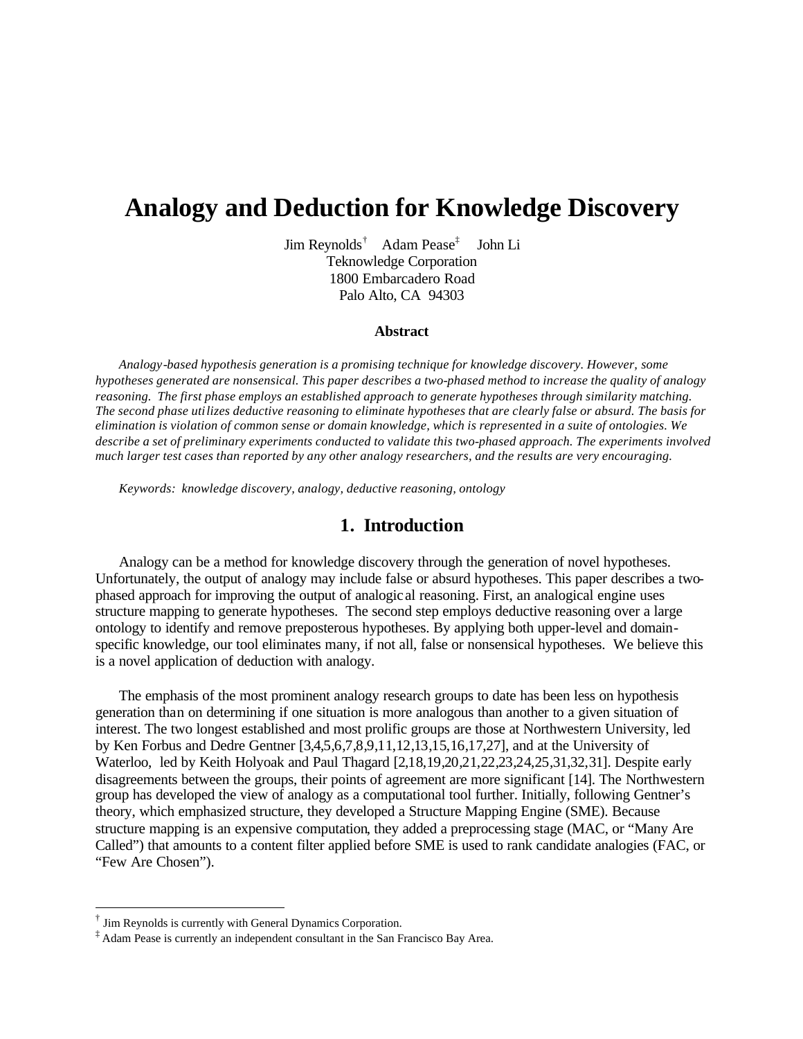# Analogy and Deduction for Knowledge Discovery

Jim Reynolds[†] Adam Pease[‡] John Li
Teknowledge Corporation
1800 Embarcadero Road
Palo Alto, CA 94303

### Abstract

*Analogy-based hypothesis generation is a promising technique for knowledge discovery. However, some hypotheses generated are nonsensical. This paper describes a two-phased method to increase the quality of analogy reasoning. The first phase employs an established approach to generate hypotheses through similarity matching. The second phase utilizes deductive reasoning to eliminate hypotheses that are clearly false or absurd. The basis for elimination is violation of common sense or domain knowledge, which is represented in a suite of ontologies. We describe a set of preliminary experiments conducted to validate this two-phased approach. The experiments involved much larger test cases than reported by any other analogy researchers, and the results are very encouraging.*

*Keywords: knowledge discovery, analogy, deductive reasoning, ontology*

## 1. Introduction

Analogy can be a method for knowledge discovery through the generation of novel hypotheses. Unfortunately, the output of analogy may include false or absurd hypotheses. This paper describes a two-phased approach for improving the output of analogical reasoning. First, an analogical engine uses structure mapping to generate hypotheses. The second step employs deductive reasoning over a large ontology to identify and remove preposterous hypotheses. By applying both upper-level and domain-specific knowledge, our tool eliminates many, if not all, false or nonsensical hypotheses. We believe this is a novel application of deduction with analogy.

The emphasis of the most prominent analogy research groups to date has been less on hypothesis generation than on determining if one situation is more analogous than another to a given situation of interest. The two longest established and most prolific groups are those at Northwestern University, led by Ken Forbus and Dedre Gentner [3,4,5,6,7,8,9,11,12,13,15,16,17,27], and at the University of Waterloo, led by Keith Holyoak and Paul Thagard [2,18,19,20,21,22,23,24,25,31,32,31]. Despite early disagreements between the groups, their points of agreement are more significant [14]. The Northwestern group has developed the view of analogy as a computational tool further. Initially, following Gentner's theory, which emphasized structure, they developed a Structure Mapping Engine (SME). Because structure mapping is an expensive computation, they added a preprocessing stage (MAC, or "Many Are Called") that amounts to a content filter applied before SME is used to rank candidate analogies (FAC, or "Few Are Chosen").

---

[†] Jim Reynolds is currently with General Dynamics Corporation.

[‡] Adam Pease is currently an independent consultant in the San Francisco Bay Area.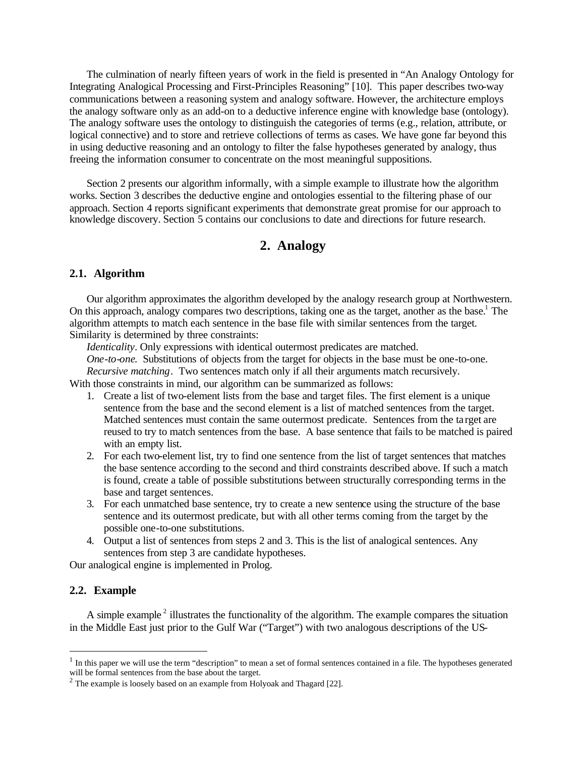The culmination of nearly fifteen years of work in the field is presented in "An Analogy Ontology for Integrating Analogical Processing and First-Principles Reasoning" [10]. This paper describes two-way communications between a reasoning system and analogy software. However, the architecture employs the analogy software only as an add-on to a deductive inference engine with knowledge base (ontology). The analogy software uses the ontology to distinguish the categories of terms (e.g., relation, attribute, or logical connective) and to store and retrieve collections of terms as cases. We have gone far beyond this in using deductive reasoning and an ontology to filter the false hypotheses generated by analogy, thus freeing the information consumer to concentrate on the most meaningful suppositions.

Section 2 presents our algorithm informally, with a simple example to illustrate how the algorithm works. Section 3 describes the deductive engine and ontologies essential to the filtering phase of our approach. Section 4 reports significant experiments that demonstrate great promise for our approach to knowledge discovery. Section 5 contains our conclusions to date and directions for future research.

## 2. Analogy

### 2.1. Algorithm

Our algorithm approximates the algorithm developed by the analogy research group at Northwestern. On this approach, analogy compares two descriptions, taking one as the target, another as the base.[1] The algorithm attempts to match each sentence in the base file with similar sentences from the target. Similarity is determined by three constraints:

*Identicality*. Only expressions with identical outermost predicates are matched.

*One-to-one.* Substitutions of objects from the target for objects in the base must be one-to-one.

*Recursive matching*. Two sentences match only if all their arguments match recursively.

With those constraints in mind, our algorithm can be summarized as follows:

1. Create a list of two-element lists from the base and target files. The first element is a unique sentence from the base and the second element is a list of matched sentences from the target. Matched sentences must contain the same outermost predicate. Sentences from the target are reused to try to match sentences from the base. A base sentence that fails to be matched is paired with an empty list.
2. For each two-element list, try to find one sentence from the list of target sentences that matches the base sentence according to the second and third constraints described above. If such a match is found, create a table of possible substitutions between structurally corresponding terms in the base and target sentences.
3. For each unmatched base sentence, try to create a new sentence using the structure of the base sentence and its outermost predicate, but with all other terms coming from the target by the possible one-to-one substitutions.
4. Output a list of sentences from steps 2 and 3. This is the list of analogical sentences. Any sentences from step 3 are candidate hypotheses.

Our analogical engine is implemented in Prolog.

### 2.2. Example

A simple example [2] illustrates the functionality of the algorithm. The example compares the situation in the Middle East just prior to the Gulf War ("Target") with two analogous descriptions of the US-

---

[1] In this paper we will use the term "description" to mean a set of formal sentences contained in a file. The hypotheses generated will be formal sentences from the base about the target.

[2] The example is loosely based on an example from Holyoak and Thagard [22].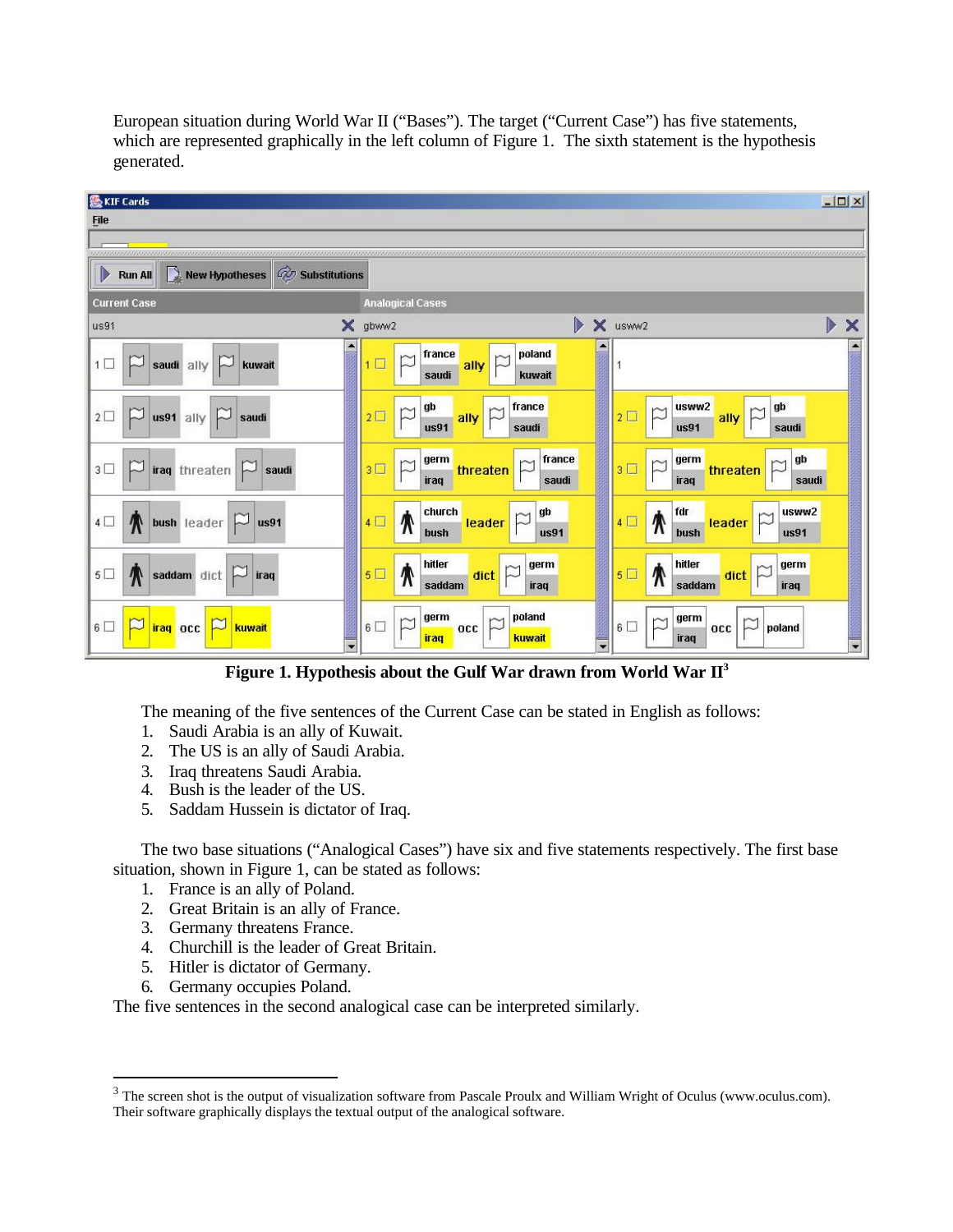European situation during World War II ("Bases"). The target ("Current Case") has five statements, which are represented graphically in the left column of Figure 1. The sixth statement is the hypothesis generated.

**Figure 1. Hypothesis about the Gulf War drawn from World War II**[3]

The meaning of the five sentences of the Current Case can be stated in English as follows:

1. Saudi Arabia is an ally of Kuwait.
2. The US is an ally of Saudi Arabia.
3. Iraq threatens Saudi Arabia.
4. Bush is the leader of the US.
5. Saddam Hussein is dictator of Iraq.

The two base situations ("Analogical Cases") have six and five statements respectively. The first base situation, shown in Figure 1, can be stated as follows:

1. France is an ally of Poland.
2. Great Britain is an ally of France.
3. Germany threatens France.
4. Churchill is the leader of Great Britain.
5. Hitler is dictator of Germany.
6. Germany occupies Poland.

The five sentences in the second analogical case can be interpreted similarly.

[3] The screen shot is the output of visualization software from Pascale Proulx and William Wright of Oculus (www.oculus.com). Their software graphically displays the textual output of the analogical software.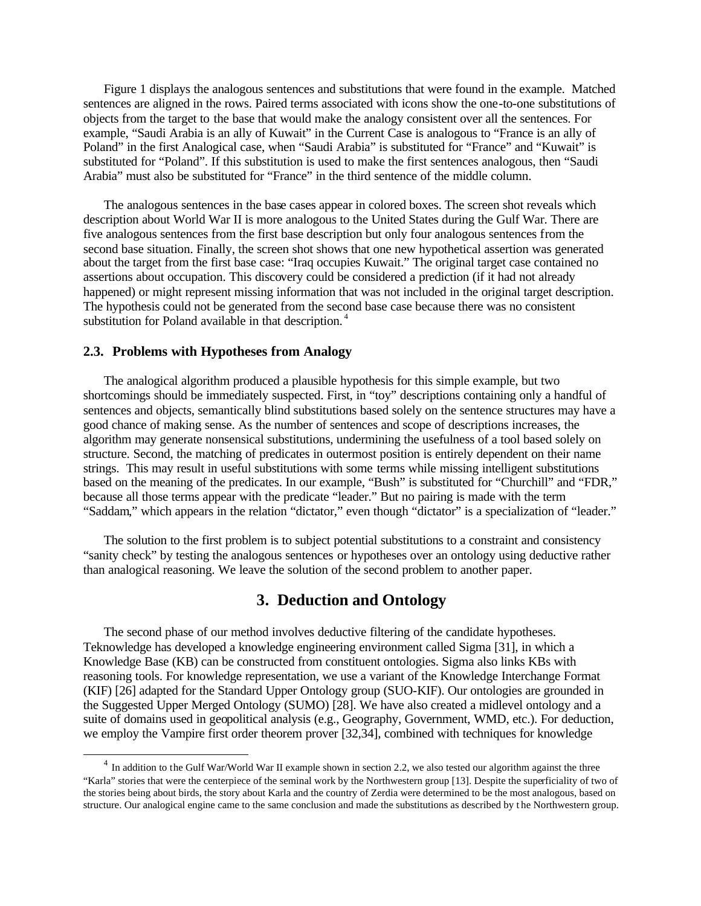Figure 1 displays the analogous sentences and substitutions that were found in the example. Matched sentences are aligned in the rows. Paired terms associated with icons show the one-to-one substitutions of objects from the target to the base that would make the analogy consistent over all the sentences. For example, "Saudi Arabia is an ally of Kuwait" in the Current Case is analogous to "France is an ally of Poland" in the first Analogical case, when "Saudi Arabia" is substituted for "France" and "Kuwait" is substituted for "Poland". If this substitution is used to make the first sentences analogous, then "Saudi Arabia" must also be substituted for "France" in the third sentence of the middle column.

The analogous sentences in the base cases appear in colored boxes. The screen shot reveals which description about World War II is more analogous to the United States during the Gulf War. There are five analogous sentences from the first base description but only four analogous sentences from the second base situation. Finally, the screen shot shows that one new hypothetical assertion was generated about the target from the first base case: "Iraq occupies Kuwait." The original target case contained no assertions about occupation. This discovery could be considered a prediction (if it had not already happened) or might represent missing information that was not included in the original target description. The hypothesis could not be generated from the second base case because there was no consistent substitution for Poland available in that description. [4]

### 2.3. Problems with Hypotheses from Analogy

The analogical algorithm produced a plausible hypothesis for this simple example, but two shortcomings should be immediately suspected. First, in "toy" descriptions containing only a handful of sentences and objects, semantically blind substitutions based solely on the sentence structures may have a good chance of making sense. As the number of sentences and scope of descriptions increases, the algorithm may generate nonsensical substitutions, undermining the usefulness of a tool based solely on structure. Second, the matching of predicates in outermost position is entirely dependent on their name strings. This may result in useful substitutions with some terms while missing intelligent substitutions based on the meaning of the predicates. In our example, "Bush" is substituted for "Churchill" and "FDR," because all those terms appear with the predicate "leader." But no pairing is made with the term "Saddam," which appears in the relation "dictator," even though "dictator" is a specialization of "leader."

The solution to the first problem is to subject potential substitutions to a constraint and consistency "sanity check" by testing the analogous sentences or hypotheses over an ontology using deductive rather than analogical reasoning. We leave the solution of the second problem to another paper.

## 3. Deduction and Ontology

The second phase of our method involves deductive filtering of the candidate hypotheses. Teknowledge has developed a knowledge engineering environment called Sigma [31], in which a Knowledge Base (KB) can be constructed from constituent ontologies. Sigma also links KBs with reasoning tools. For knowledge representation, we use a variant of the Knowledge Interchange Format (KIF) [26] adapted for the Standard Upper Ontology group (SUO-KIF). Our ontologies are grounded in the Suggested Upper Merged Ontology (SUMO) [28]. We have also created a midlevel ontology and a suite of domains used in geopolitical analysis (e.g., Geography, Government, WMD, etc.). For deduction, we employ the Vampire first order theorem prover [32,34], combined with techniques for knowledge

---

[4] In addition to the Gulf War/World War II example shown in section 2.2, we also tested our algorithm against the three "Karla" stories that were the centerpiece of the seminal work by the Northwestern group [13]. Despite the superficiality of two of the stories being about birds, the story about Karla and the country of Zerdia were determined to be the most analogous, based on structure. Our analogical engine came to the same conclusion and made the substitutions as described by the Northwestern group.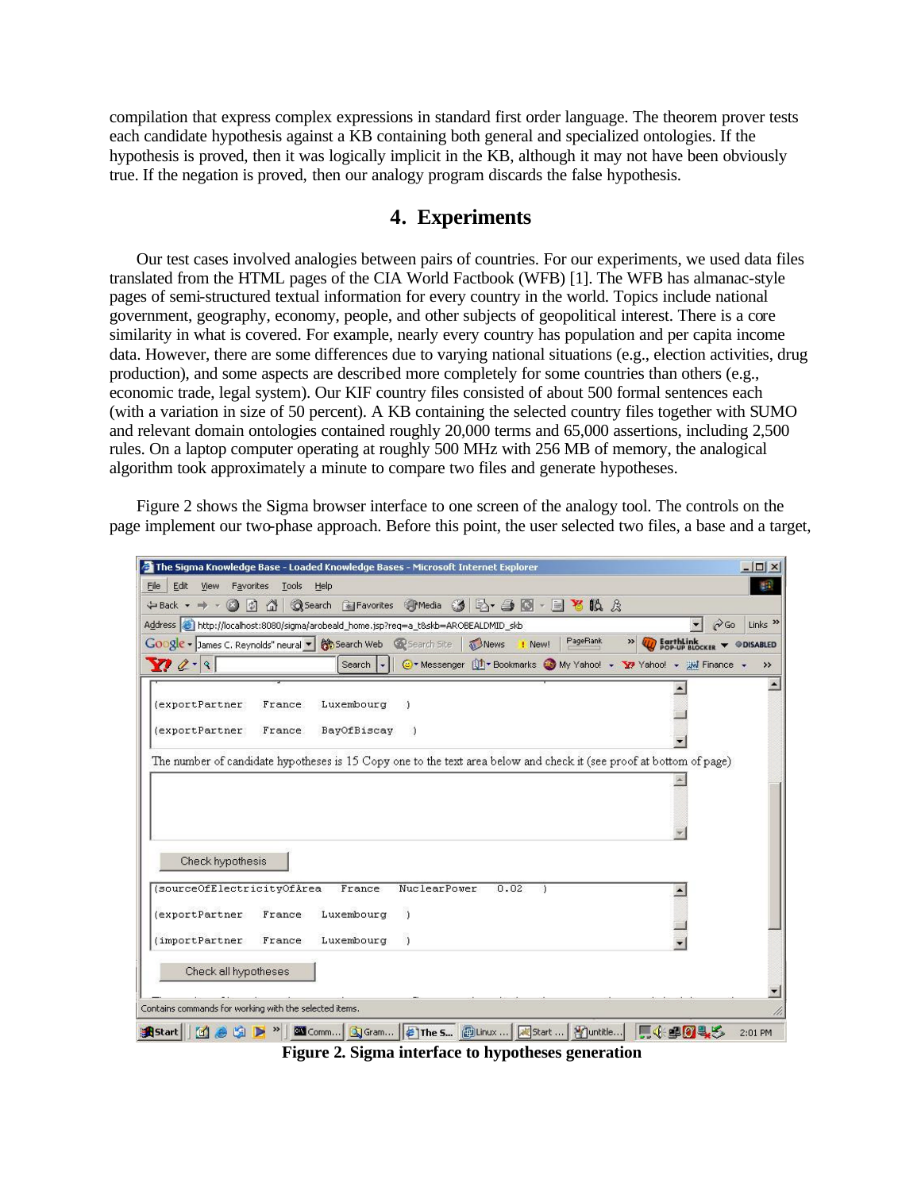compilation that express complex expressions in standard first order language. The theorem prover tests each candidate hypothesis against a KB containing both general and specialized ontologies. If the hypothesis is proved, then it was logically implicit in the KB, although it may not have been obviously true. If the negation is proved, then our analogy program discards the false hypothesis.

## 4. Experiments

Our test cases involved analogies between pairs of countries. For our experiments, we used data files translated from the HTML pages of the CIA World Factbook (WFB) [1]. The WFB has almanac-style pages of semi-structured textual information for every country in the world. Topics include national government, geography, economy, people, and other subjects of geopolitical interest. There is a core similarity in what is covered. For example, nearly every country has population and per capita income data. However, there are some differences due to varying national situations (e.g., election activities, drug production), and some aspects are described more completely for some countries than others (e.g., economic trade, legal system). Our KIF country files consisted of about 500 formal sentences each (with a variation in size of 50 percent). A KB containing the selected country files together with SUMO and relevant domain ontologies contained roughly 20,000 terms and 65,000 assertions, including 2,500 rules. On a laptop computer operating at roughly 500 MHz with 256 MB of memory, the analogical algorithm took approximately a minute to compare two files and generate hypotheses.

Figure 2 shows the Sigma browser interface to one screen of the analogy tool. The controls on the page implement our two-phase approach. Before this point, the user selected two files, a base and a target,

**Figure 2. Sigma interface to hypotheses generation**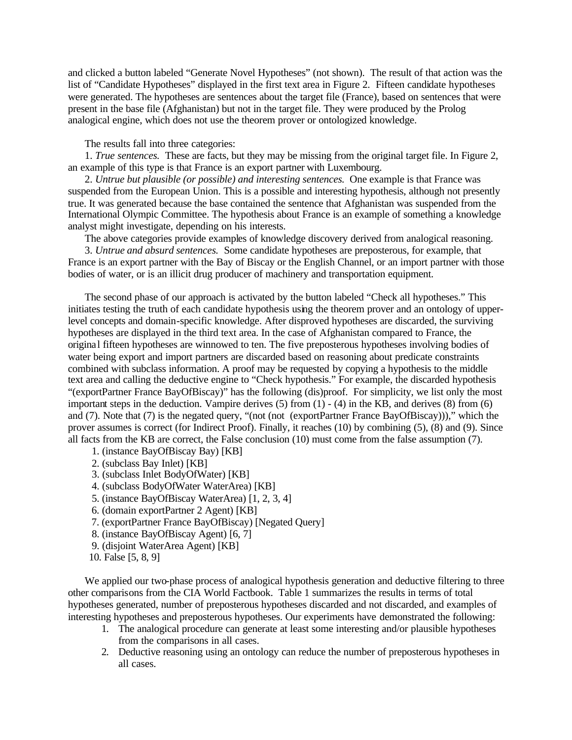and clicked a button labeled "Generate Novel Hypotheses" (not shown). The result of that action was the list of "Candidate Hypotheses" displayed in the first text area in Figure 2. Fifteen candidate hypotheses were generated. The hypotheses are sentences about the target file (France), based on sentences that were present in the base file (Afghanistan) but not in the target file. They were produced by the Prolog analogical engine, which does not use the theorem prover or ontologized knowledge.

The results fall into three categories:

1. *True sentences.* These are facts, but they may be missing from the original target file. In Figure 2, an example of this type is that France is an export partner with Luxembourg.

2. *Untrue but plausible (or possible) and interesting sentences.* One example is that France was suspended from the European Union. This is a possible and interesting hypothesis, although not presently true. It was generated because the base contained the sentence that Afghanistan was suspended from the International Olympic Committee. The hypothesis about France is an example of something a knowledge analyst might investigate, depending on his interests.

The above categories provide examples of knowledge discovery derived from analogical reasoning.

3. *Untrue and absurd sentences.* Some candidate hypotheses are preposterous, for example, that France is an export partner with the Bay of Biscay or the English Channel, or an import partner with those bodies of water, or is an illicit drug producer of machinery and transportation equipment.

The second phase of our approach is activated by the button labeled "Check all hypotheses." This initiates testing the truth of each candidate hypothesis using the theorem prover and an ontology of upper-level concepts and domain-specific knowledge. After disproved hypotheses are discarded, the surviving hypotheses are displayed in the third text area. In the case of Afghanistan compared to France, the original fifteen hypotheses are winnowed to ten. The five preposterous hypotheses involving bodies of water being export and import partners are discarded based on reasoning about predicate constraints combined with subclass information. A proof may be requested by copying a hypothesis to the middle text area and calling the deductive engine to "Check hypothesis." For example, the discarded hypothesis "(exportPartner France BayOfBiscay)" has the following (dis)proof. For simplicity, we list only the most important steps in the deduction. Vampire derives (5) from (1) - (4) in the KB, and derives (8) from (6) and (7). Note that (7) is the negated query, "(not (not (exportPartner France BayOfBiscay)))," which the prover assumes is correct (for Indirect Proof). Finally, it reaches (10) by combining (5), (8) and (9). Since all facts from the KB are correct, the False conclusion (10) must come from the false assumption (7).

1. (instance BayOfBiscay Bay) [KB]
2. (subclass Bay Inlet) [KB]
3. (subclass Inlet BodyOfWater) [KB]
4. (subclass BodyOfWater WaterArea) [KB]
5. (instance BayOfBiscay WaterArea) [1, 2, 3, 4]
6. (domain exportPartner 2 Agent) [KB]
7. (exportPartner France BayOfBiscay) [Negated Query]
8. (instance BayOfBiscay Agent) [6, 7]
9. (disjoint WaterArea Agent) [KB]
10. False [5, 8, 9]

We applied our two-phase process of analogical hypothesis generation and deductive filtering to three other comparisons from the CIA World Factbook. Table 1 summarizes the results in terms of total hypotheses generated, number of preposterous hypotheses discarded and not discarded, and examples of interesting hypotheses and preposterous hypotheses. Our experiments have demonstrated the following:

1. The analogical procedure can generate at least some interesting and/or plausible hypotheses from the comparisons in all cases.
2. Deductive reasoning using an ontology can reduce the number of preposterous hypotheses in all cases.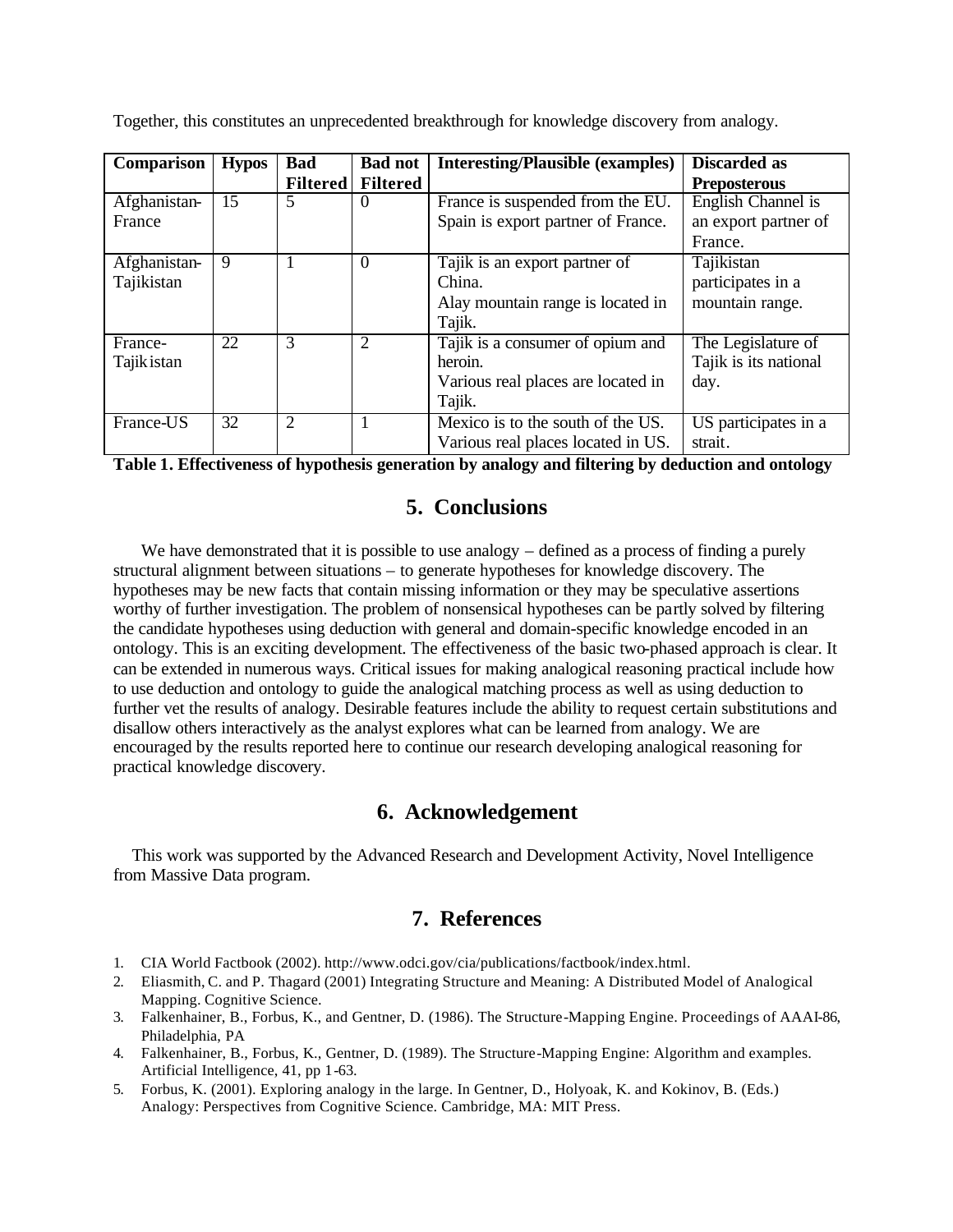Together, this constitutes an unprecedented breakthrough for knowledge discovery from analogy.

| Comparison | Hypos | Bad Filtered | Bad not Filtered | Interesting/Plausible (examples) | Discarded as Preposterous |
|---|---|---|---|---|---|
| Afghanistan-France | 15 | 5 | 0 | France is suspended from the EU. Spain is export partner of France. | English Channel is an export partner of France. |
| Afghanistan-Tajikistan | 9 | 1 | 0 | Tajik is an export partner of China. Alay mountain range is located in Tajik. | Tajikistan participates in a mountain range. |
| France-Tajikistan | 22 | 3 | 2 | Tajik is a consumer of opium and heroin. Various real places are located in Tajik. | The Legislature of Tajik is its national day. |
| France-US | 32 | 2 | 1 | Mexico is to the south of the US. Various real places located in US. | US participates in a strait. |

**Table 1. Effectiveness of hypothesis generation by analogy and filtering by deduction and ontology**

## 5. Conclusions

We have demonstrated that it is possible to use analogy – defined as a process of finding a purely structural alignment between situations – to generate hypotheses for knowledge discovery. The hypotheses may be new facts that contain missing information or they may be speculative assertions worthy of further investigation. The problem of nonsensical hypotheses can be partly solved by filtering the candidate hypotheses using deduction with general and domain-specific knowledge encoded in an ontology. This is an exciting development. The effectiveness of the basic two-phased approach is clear. It can be extended in numerous ways. Critical issues for making analogical reasoning practical include how to use deduction and ontology to guide the analogical matching process as well as using deduction to further vet the results of analogy. Desirable features include the ability to request certain substitutions and disallow others interactively as the analyst explores what can be learned from analogy. We are encouraged by the results reported here to continue our research developing analogical reasoning for practical knowledge discovery.

## 6. Acknowledgement

This work was supported by the Advanced Research and Development Activity, Novel Intelligence from Massive Data program.

## 7. References

1. CIA World Factbook (2002). http://www.odci.gov/cia/publications/factbook/index.html.
2. Eliasmith, C. and P. Thagard (2001) Integrating Structure and Meaning: A Distributed Model of Analogical Mapping. Cognitive Science.
3. Falkenhainer, B., Forbus, K., and Gentner, D. (1986). The Structure-Mapping Engine. Proceedings of AAAI-86, Philadelphia, PA
4. Falkenhainer, B., Forbus, K., Gentner, D. (1989). The Structure-Mapping Engine: Algorithm and examples. Artificial Intelligence, 41, pp 1-63.
5. Forbus, K. (2001). Exploring analogy in the large. In Gentner, D., Holyoak, K. and Kokinov, B. (Eds.) Analogy: Perspectives from Cognitive Science. Cambridge, MA: MIT Press.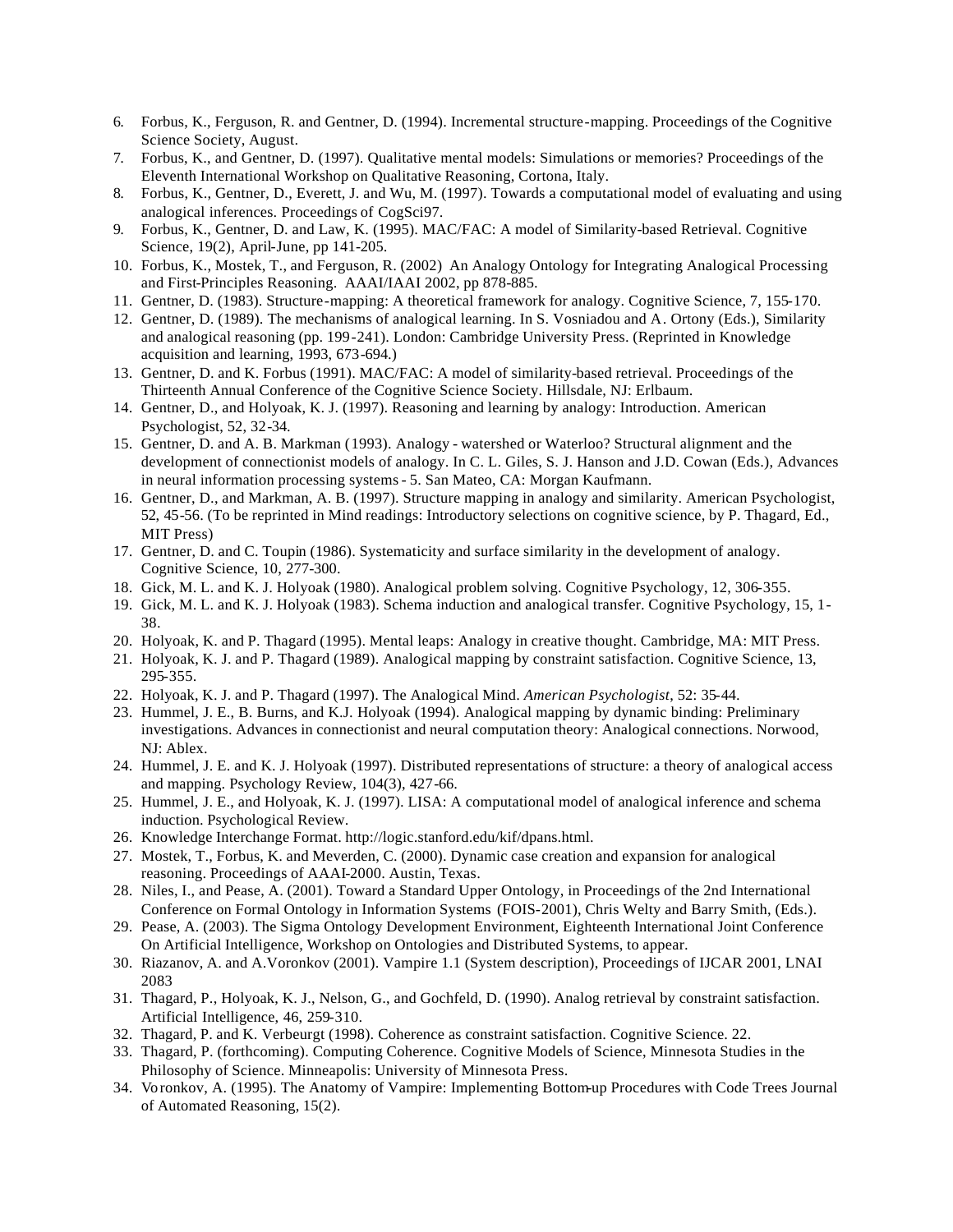6. Forbus, K., Ferguson, R. and Gentner, D. (1994). Incremental structure-mapping. Proceedings of the Cognitive Science Society, August.
7. Forbus, K., and Gentner, D. (1997). Qualitative mental models: Simulations or memories? Proceedings of the Eleventh International Workshop on Qualitative Reasoning, Cortona, Italy.
8. Forbus, K., Gentner, D., Everett, J. and Wu, M. (1997). Towards a computational model of evaluating and using analogical inferences. Proceedings of CogSci97.
9. Forbus, K., Gentner, D. and Law, K. (1995). MAC/FAC: A model of Similarity-based Retrieval. Cognitive Science, 19(2), April-June, pp 141-205.
10. Forbus, K., Mostek, T., and Ferguson, R. (2002) An Analogy Ontology for Integrating Analogical Processing and First-Principles Reasoning. AAAI/IAAI 2002, pp 878-885.
11. Gentner, D. (1983). Structure-mapping: A theoretical framework for analogy. Cognitive Science, 7, 155-170.
12. Gentner, D. (1989). The mechanisms of analogical learning. In S. Vosniadou and A. Ortony (Eds.), Similarity and analogical reasoning (pp. 199-241). London: Cambridge University Press. (Reprinted in Knowledge acquisition and learning, 1993, 673-694.)
13. Gentner, D. and K. Forbus (1991). MAC/FAC: A model of similarity-based retrieval. Proceedings of the Thirteenth Annual Conference of the Cognitive Science Society. Hillsdale, NJ: Erlbaum.
14. Gentner, D., and Holyoak, K. J. (1997). Reasoning and learning by analogy: Introduction. American Psychologist, 52, 32-34.
15. Gentner, D. and A. B. Markman (1993). Analogy - watershed or Waterloo? Structural alignment and the development of connectionist models of analogy. In C. L. Giles, S. J. Hanson and J.D. Cowan (Eds.), Advances in neural information processing systems - 5. San Mateo, CA: Morgan Kaufmann.
16. Gentner, D., and Markman, A. B. (1997). Structure mapping in analogy and similarity. American Psychologist, 52, 45-56. (To be reprinted in Mind readings: Introductory selections on cognitive science, by P. Thagard, Ed., MIT Press)
17. Gentner, D. and C. Toupin (1986). Systematicity and surface similarity in the development of analogy. Cognitive Science, 10, 277-300.
18. Gick, M. L. and K. J. Holyoak (1980). Analogical problem solving. Cognitive Psychology, 12, 306-355.
19. Gick, M. L. and K. J. Holyoak (1983). Schema induction and analogical transfer. Cognitive Psychology, 15, 1-38.
20. Holyoak, K. and P. Thagard (1995). Mental leaps: Analogy in creative thought. Cambridge, MA: MIT Press.
21. Holyoak, K. J. and P. Thagard (1989). Analogical mapping by constraint satisfaction. Cognitive Science, 13, 295-355.
22. Holyoak, K. J. and P. Thagard (1997). The Analogical Mind. *American Psychologist*, 52: 35-44.
23. Hummel, J. E., B. Burns, and K.J. Holyoak (1994). Analogical mapping by dynamic binding: Preliminary investigations. Advances in connectionist and neural computation theory: Analogical connections. Norwood, NJ: Ablex.
24. Hummel, J. E. and K. J. Holyoak (1997). Distributed representations of structure: a theory of analogical access and mapping. Psychology Review, 104(3), 427-66.
25. Hummel, J. E., and Holyoak, K. J. (1997). LISA: A computational model of analogical inference and schema induction. Psychological Review.
26. Knowledge Interchange Format. http://logic.stanford.edu/kif/dpans.html.
27. Mostek, T., Forbus, K. and Meverden, C. (2000). Dynamic case creation and expansion for analogical reasoning. Proceedings of AAAI-2000. Austin, Texas.
28. Niles, I., and Pease, A. (2001). Toward a Standard Upper Ontology, in Proceedings of the 2nd International Conference on Formal Ontology in Information Systems (FOIS-2001), Chris Welty and Barry Smith, (Eds.).
29. Pease, A. (2003). The Sigma Ontology Development Environment, Eighteenth International Joint Conference On Artificial Intelligence, Workshop on Ontologies and Distributed Systems, to appear.
30. Riazanov, A. and A.Voronkov (2001). Vampire 1.1 (System description), Proceedings of IJCAR 2001, LNAI 2083
31. Thagard, P., Holyoak, K. J., Nelson, G., and Gochfeld, D. (1990). Analog retrieval by constraint satisfaction. Artificial Intelligence, 46, 259-310.
32. Thagard, P. and K. Verbeurgt (1998). Coherence as constraint satisfaction. Cognitive Science. 22.
33. Thagard, P. (forthcoming). Computing Coherence. Cognitive Models of Science, Minnesota Studies in the Philosophy of Science. Minneapolis: University of Minnesota Press.
34. Voronkov, A. (1995). The Anatomy of Vampire: Implementing Bottom-up Procedures with Code Trees Journal of Automated Reasoning, 15(2).